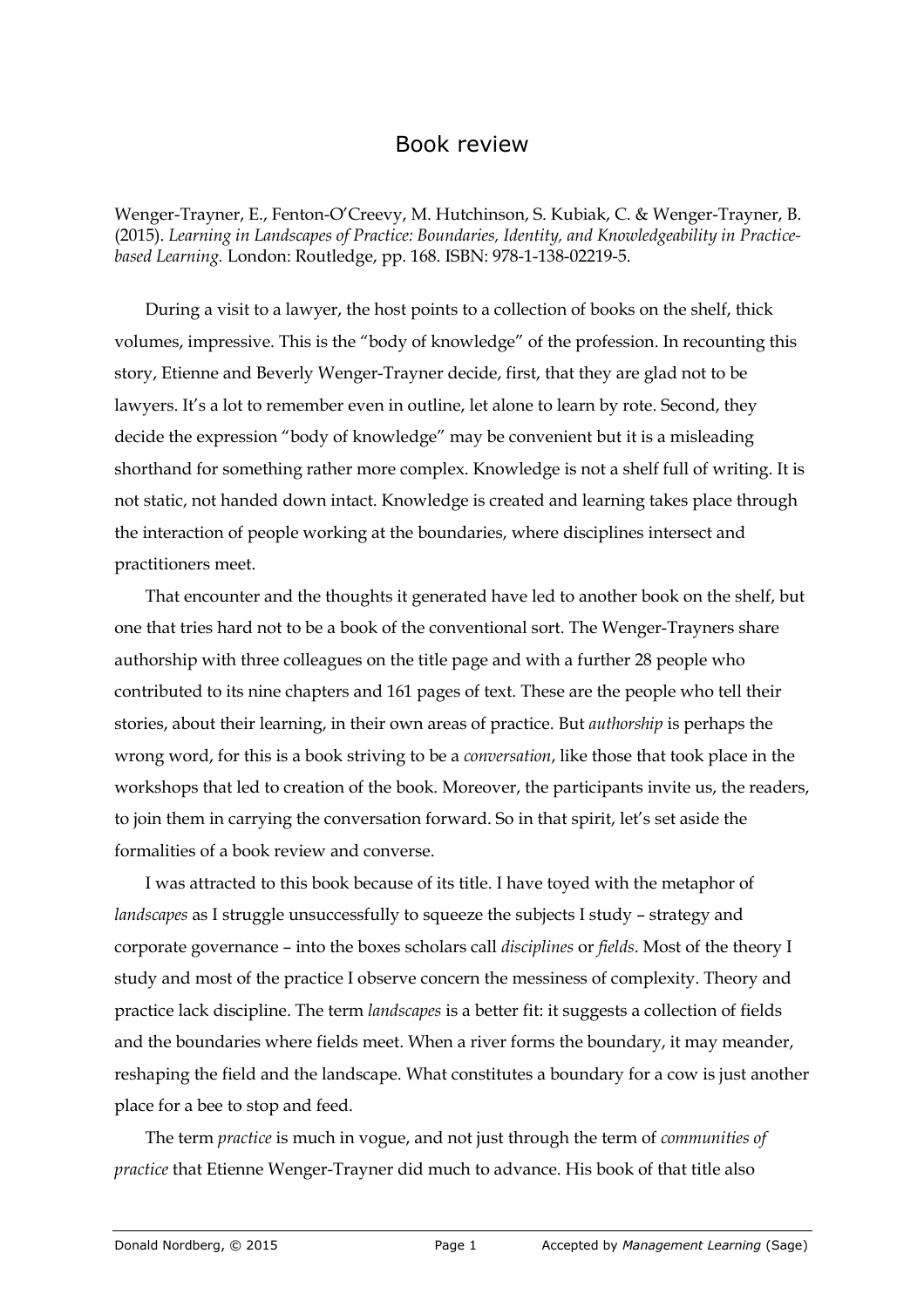# Book review

Wenger-Trayner, E., Fenton-O'Creevy, M. Hutchinson, S. Kubiak, C. & Wenger-Trayner, B. (2015). *Learning in Landscapes of Practice: Boundaries, Identity, and Knowledgeability in Practice-based Learning.* London: Routledge, pp. 168. ISBN: 978-1-138-02219-5.

During a visit to a lawyer, the host points to a collection of books on the shelf, thick volumes, impressive. This is the "body of knowledge" of the profession. In recounting this story, Etienne and Beverly Wenger-Trayner decide, first, that they are glad not to be lawyers. It's a lot to remember even in outline, let alone to learn by rote. Second, they decide the expression "body of knowledge" may be convenient but it is a misleading shorthand for something rather more complex. Knowledge is not a shelf full of writing. It is not static, not handed down intact. Knowledge is created and learning takes place through the interaction of people working at the boundaries, where disciplines intersect and practitioners meet.

That encounter and the thoughts it generated have led to another book on the shelf, but one that tries hard not to be a book of the conventional sort. The Wenger-Trayners share authorship with three colleagues on the title page and with a further 28 people who contributed to its nine chapters and 161 pages of text. These are the people who tell their stories, about their learning, in their own areas of practice. But *authorship* is perhaps the wrong word, for this is a book striving to be a *conversation*, like those that took place in the workshops that led to creation of the book. Moreover, the participants invite us, the readers, to join them in carrying the conversation forward. So in that spirit, let's set aside the formalities of a book review and converse.

I was attracted to this book because of its title. I have toyed with the metaphor of *landscapes* as I struggle unsuccessfully to squeeze the subjects I study – strategy and corporate governance – into the boxes scholars call *disciplines* or *fields*. Most of the theory I study and most of the practice I observe concern the messiness of complexity. Theory and practice lack discipline. The term *landscapes* is a better fit: it suggests a collection of fields and the boundaries where fields meet. When a river forms the boundary, it may meander, reshaping the field and the landscape. What constitutes a boundary for a cow is just another place for a bee to stop and feed.

The term *practice* is much in vogue, and not just through the term of *communities of practice* that Etienne Wenger-Trayner did much to advance. His book of that title also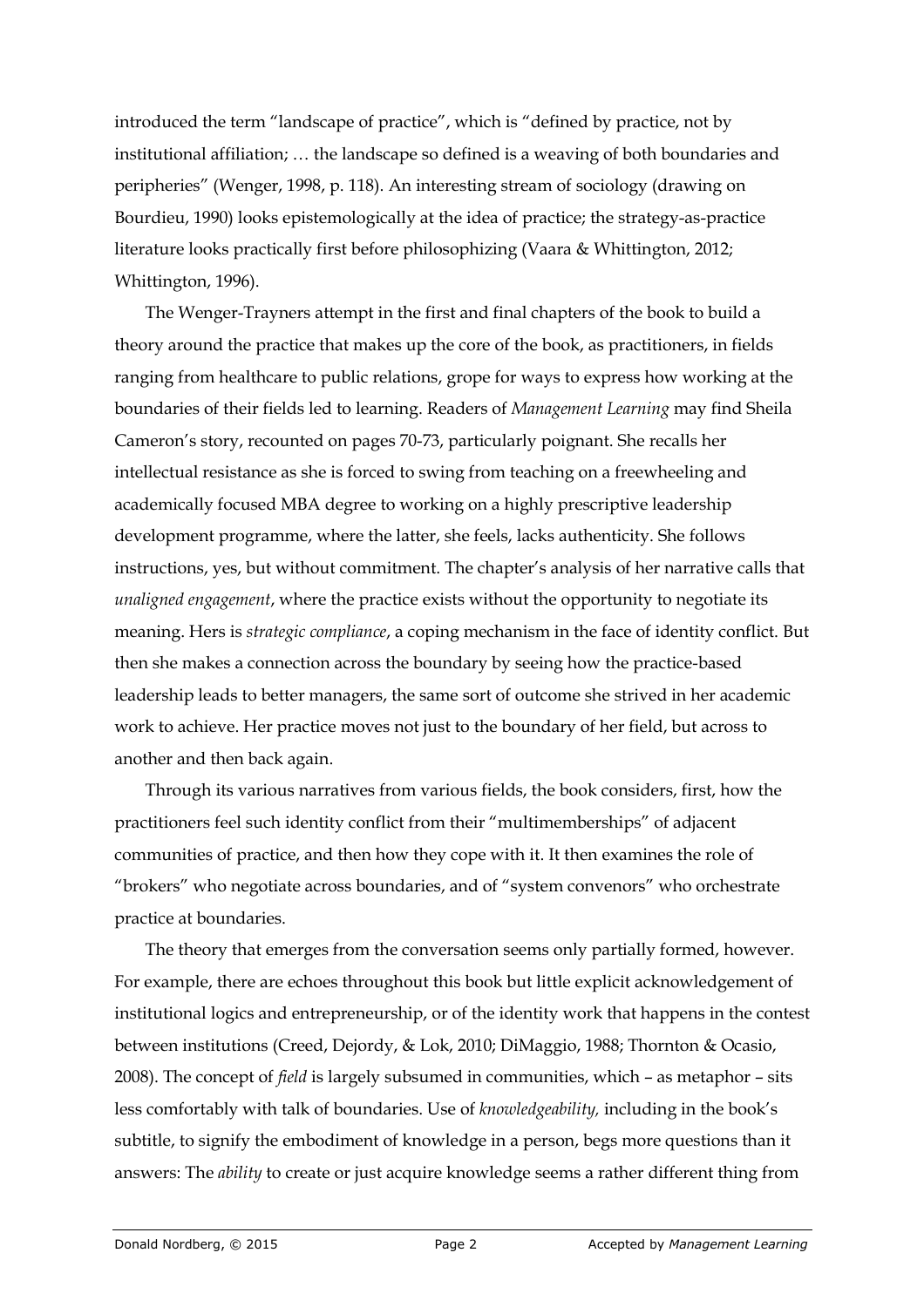introduced the term "landscape of practice", which is "defined by practice, not by institutional affiliation; … the landscape so defined is a weaving of both boundaries and peripheries" (Wenger, 1998, p. 118). An interesting stream of sociology (drawing on Bourdieu, 1990) looks epistemologically at the idea of practice; the strategy-as-practice literature looks practically first before philosophizing (Vaara & Whittington, 2012; Whittington, 1996).

The Wenger-Trayners attempt in the first and final chapters of the book to build a theory around the practice that makes up the core of the book, as practitioners, in fields ranging from healthcare to public relations, grope for ways to express how working at the boundaries of their fields led to learning. Readers of *Management Learning* may find Sheila Cameron's story, recounted on pages 70-73, particularly poignant. She recalls her intellectual resistance as she is forced to swing from teaching on a freewheeling and academically focused MBA degree to working on a highly prescriptive leadership development programme, where the latter, she feels, lacks authenticity. She follows instructions, yes, but without commitment. The chapter's analysis of her narrative calls that *unaligned engagement*, where the practice exists without the opportunity to negotiate its meaning. Hers is *strategic compliance*, a coping mechanism in the face of identity conflict. But then she makes a connection across the boundary by seeing how the practice-based leadership leads to better managers, the same sort of outcome she strived in her academic work to achieve. Her practice moves not just to the boundary of her field, but across to another and then back again.

Through its various narratives from various fields, the book considers, first, how the practitioners feel such identity conflict from their "multimemberships" of adjacent communities of practice, and then how they cope with it. It then examines the role of "brokers" who negotiate across boundaries, and of "system convenors" who orchestrate practice at boundaries.

The theory that emerges from the conversation seems only partially formed, however. For example, there are echoes throughout this book but little explicit acknowledgement of institutional logics and entrepreneurship, or of the identity work that happens in the contest between institutions (Creed, Dejordy, & Lok, 2010; DiMaggio, 1988; Thornton & Ocasio, 2008). The concept of *field* is largely subsumed in communities, which – as metaphor – sits less comfortably with talk of boundaries. Use of *knowledgeability,* including in the book's subtitle, to signify the embodiment of knowledge in a person, begs more questions than it answers: The *ability* to create or just acquire knowledge seems a rather different thing from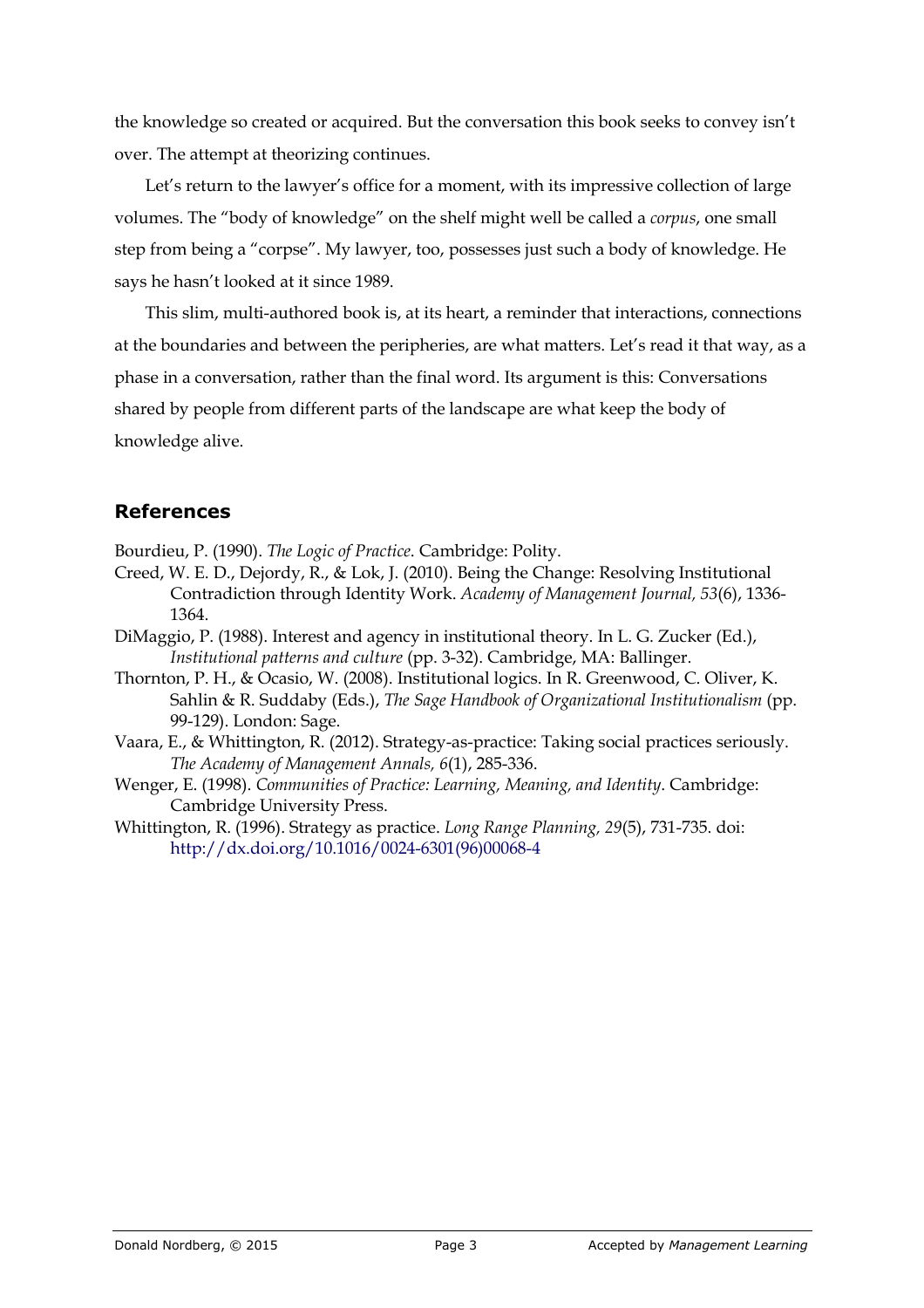the knowledge so created or acquired. But the conversation this book seeks to convey isn't over. The attempt at theorizing continues.

Let's return to the lawyer's office for a moment, with its impressive collection of large volumes. The "body of knowledge" on the shelf might well be called a *corpus*, one small step from being a "corpse". My lawyer, too, possesses just such a body of knowledge. He says he hasn't looked at it since 1989.

This slim, multi-authored book is, at its heart, a reminder that interactions, connections at the boundaries and between the peripheries, are what matters. Let's read it that way, as a phase in a conversation, rather than the final word. Its argument is this: Conversations shared by people from different parts of the landscape are what keep the body of knowledge alive.

## References

Bourdieu, P. (1990). *The Logic of Practice*. Cambridge: Polity.

Creed, W. E. D., Dejordy, R., & Lok, J. (2010). Being the Change: Resolving Institutional Contradiction through Identity Work. *Academy of Management Journal, 53*(6), 1336-1364.

DiMaggio, P. (1988). Interest and agency in institutional theory. In L. G. Zucker (Ed.), *Institutional patterns and culture* (pp. 3-32). Cambridge, MA: Ballinger.

Thornton, P. H., & Ocasio, W. (2008). Institutional logics. In R. Greenwood, C. Oliver, K. Sahlin & R. Suddaby (Eds.), *The Sage Handbook of Organizational Institutionalism* (pp. 99-129). London: Sage.

Vaara, E., & Whittington, R. (2012). Strategy-as-practice: Taking social practices seriously. *The Academy of Management Annals, 6*(1), 285-336.

Wenger, E. (1998). *Communities of Practice: Learning, Meaning, and Identity*. Cambridge: Cambridge University Press.

Whittington, R. (1996). Strategy as practice. *Long Range Planning, 29*(5), 731-735. doi: http://dx.doi.org/10.1016/0024-6301(96)00068-4